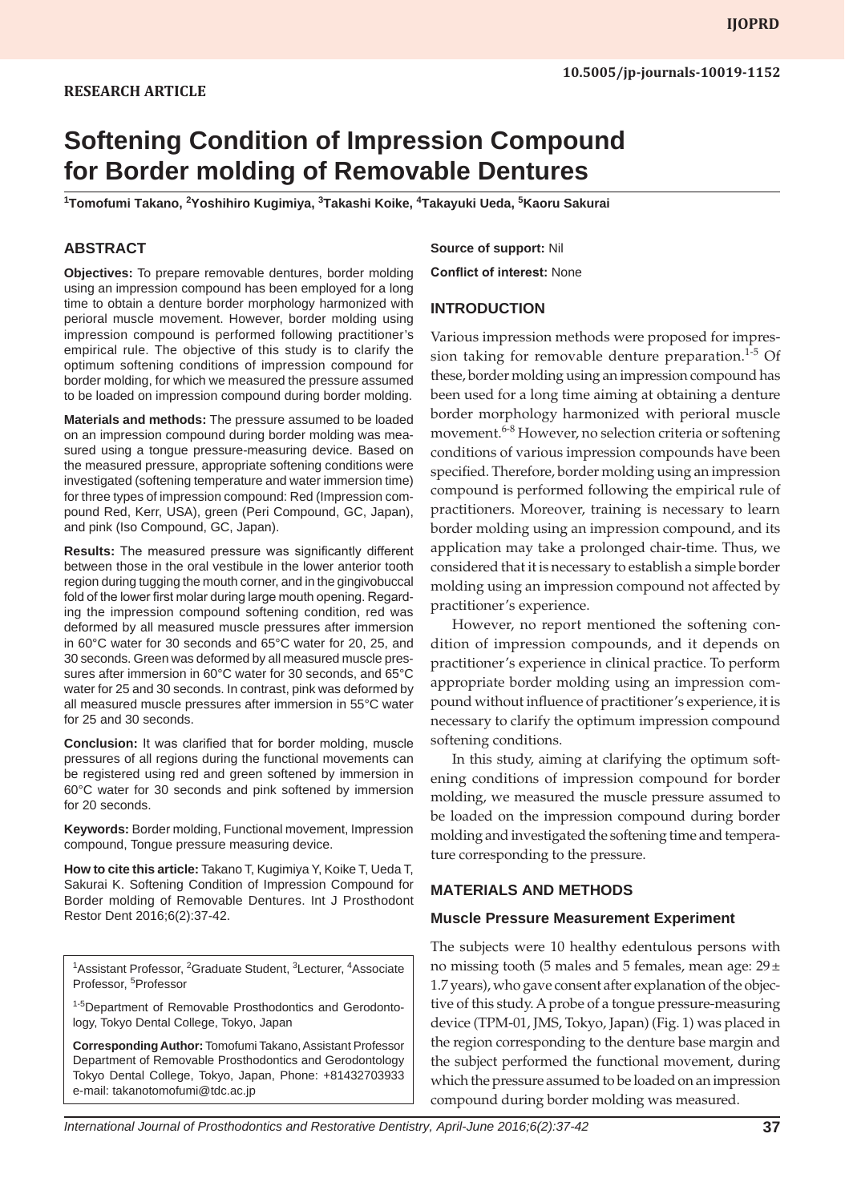RESEARCH ARTICLE

10.5005/jp-journals-10019-1152

# Softening Condition of Impression Compound for Border molding of Removable Dentures

[1]Tomofumi Takano, [2]Yoshihiro Kugimiya, [3]Takashi Koike, [4]Takayuki Ueda, [5]Kaoru Sakurai

## ABSTRACT

**Objectives:** To prepare removable dentures, border molding using an impression compound has been employed for a long time to obtain a denture border morphology harmonized with perioral muscle movement. However, border molding using impression compound is performed following practitioner's empirical rule. The objective of this study is to clarify the optimum softening conditions of impression compound for border molding, for which we measured the pressure assumed to be loaded on impression compound during border molding.

**Materials and methods:** The pressure assumed to be loaded on an impression compound during border molding was measured using a tongue pressure-measuring device. Based on the measured pressure, appropriate softening conditions were investigated (softening temperature and water immersion time) for three types of impression compound: Red (Impression compound Red, Kerr, USA), green (Peri Compound, GC, Japan), and pink (Iso Compound, GC, Japan).

**Results:** The measured pressure was significantly different between those in the oral vestibule in the lower anterior tooth region during tugging the mouth corner, and in the gingivobuccal fold of the lower first molar during large mouth opening. Regarding the impression compound softening condition, red was deformed by all measured muscle pressures after immersion in 60°C water for 30 seconds and 65°C water for 20, 25, and 30 seconds. Green was deformed by all measured muscle pressures after immersion in 60°C water for 30 seconds, and 65°C water for 25 and 30 seconds. In contrast, pink was deformed by all measured muscle pressures after immersion in 55°C water for 25 and 30 seconds.

**Conclusion:** It was clarified that for border molding, muscle pressures of all regions during the functional movements can be registered using red and green softened by immersion in 60°C water for 30 seconds and pink softened by immersion for 20 seconds.

**Keywords:** Border molding, Functional movement, Impression compound, Tongue pressure measuring device.

**How to cite this article:** Takano T, Kugimiya Y, Koike T, Ueda T, Sakurai K. Softening Condition of Impression Compound for Border molding of Removable Dentures. Int J Prosthodont Restor Dent 2016;6(2):37-42.

[1]Assistant Professor, [2]Graduate Student, [3]Lecturer, [4]Associate Professor, [5]Professor

[1-5]Department of Removable Prosthodontics and Gerodontology, Tokyo Dental College, Tokyo, Japan

**Corresponding Author:** Tomofumi Takano, Assistant Professor Department of Removable Prosthodontics and Gerodontology Tokyo Dental College, Tokyo, Japan, Phone: +81432703933 e-mail: takanotomofumi@tdc.ac.jp

**Source of support:** Nil

**Conflict of interest:** None

## INTRODUCTION

Various impression methods were proposed for impression taking for removable denture preparation.[1-5] Of these, border molding using an impression compound has been used for a long time aiming at obtaining a denture border morphology harmonized with perioral muscle movement.[6-8] However, no selection criteria or softening conditions of various impression compounds have been specified. Therefore, border molding using an impression compound is performed following the empirical rule of practitioners. Moreover, training is necessary to learn border molding using an impression compound, and its application may take a prolonged chair-time. Thus, we considered that it is necessary to establish a simple border molding using an impression compound not affected by practitioner's experience.

However, no report mentioned the softening condition of impression compounds, and it depends on practitioner's experience in clinical practice. To perform appropriate border molding using an impression compound without influence of practitioner's experience, it is necessary to clarify the optimum impression compound softening conditions.

In this study, aiming at clarifying the optimum softening conditions of impression compound for border molding, we measured the muscle pressure assumed to be loaded on the impression compound during border molding and investigated the softening time and temperature corresponding to the pressure.

## MATERIALS AND METHODS

### Muscle Pressure Measurement Experiment

The subjects were 10 healthy edentulous persons with no missing tooth (5 males and 5 females, mean age: 29 ± 1.7 years), who gave consent after explanation of the objective of this study. A probe of a tongue pressure-measuring device (TPM-01, JMS, Tokyo, Japan) (Fig. 1) was placed in the region corresponding to the denture base margin and the subject performed the functional movement, during which the pressure assumed to be loaded on an impression compound during border molding was measured.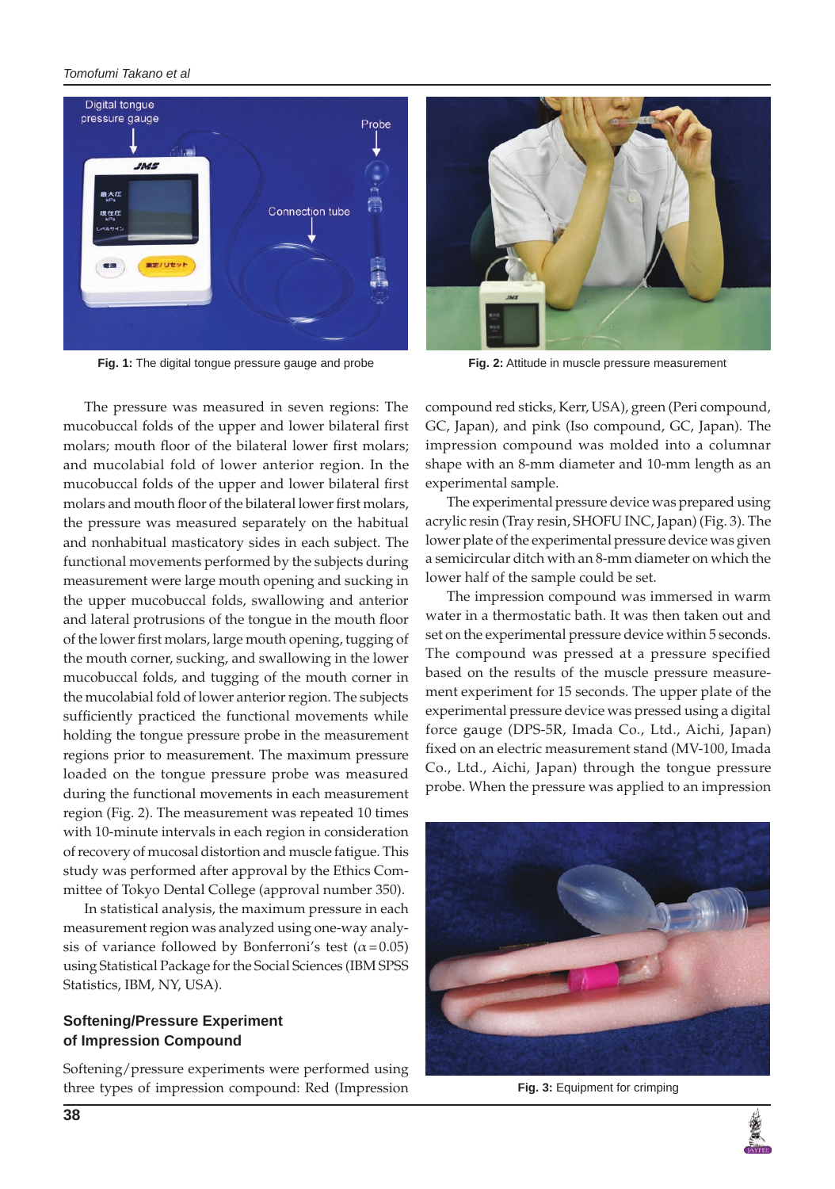Fig. 1: The digital tongue pressure gauge and probe

Fig. 2: Attitude in muscle pressure measurement

The pressure was measured in seven regions: The mucobuccal folds of the upper and lower bilateral first molars; mouth floor of the bilateral lower first molars; and mucolabial fold of lower anterior region. In the mucobuccal folds of the upper and lower bilateral first molars and mouth floor of the bilateral lower first molars, the pressure was measured separately on the habitual and nonhabitual masticatory sides in each subject. The functional movements performed by the subjects during measurement were large mouth opening and sucking in the upper mucobuccal folds, swallowing and anterior and lateral protrusions of the tongue in the mouth floor of the lower first molars, large mouth opening, tugging of the mouth corner, sucking, and swallowing in the lower mucobuccal folds, and tugging of the mouth corner in the mucolabial fold of lower anterior region. The subjects sufficiently practiced the functional movements while holding the tongue pressure probe in the measurement regions prior to measurement. The maximum pressure loaded on the tongue pressure probe was measured during the functional movements in each measurement region (Fig. 2). The measurement was repeated 10 times with 10-minute intervals in each region in consideration of recovery of mucosal distortion and muscle fatigue. This study was performed after approval by the Ethics Committee of Tokyo Dental College (approval number 350).

In statistical analysis, the maximum pressure in each measurement region was analyzed using one-way analysis of variance followed by Bonferroni's test ($\alpha = 0.05$) using Statistical Package for the Social Sciences (IBM SPSS Statistics, IBM, NY, USA).

## Softening/Pressure Experiment of Impression Compound

Softening/pressure experiments were performed using three types of impression compound: Red (Impression compound red sticks, Kerr, USA), green (Peri compound, GC, Japan), and pink (Iso compound, GC, Japan). The impression compound was molded into a columnar shape with an 8-mm diameter and 10-mm length as an experimental sample.

The experimental pressure device was prepared using acrylic resin (Tray resin, SHOFU INC, Japan) (Fig. 3). The lower plate of the experimental pressure device was given a semicircular ditch with an 8-mm diameter on which the lower half of the sample could be set.

The impression compound was immersed in warm water in a thermostatic bath. It was then taken out and set on the experimental pressure device within 5 seconds. The compound was pressed at a pressure specified based on the results of the muscle pressure measurement experiment for 15 seconds. The upper plate of the experimental pressure device was pressed using a digital force gauge (DPS-5R, Imada Co., Ltd., Aichi, Japan) fixed on an electric measurement stand (MV-100, Imada Co., Ltd., Aichi, Japan) through the tongue pressure probe. When the pressure was applied to an impression

Fig. 3: Equipment for crimping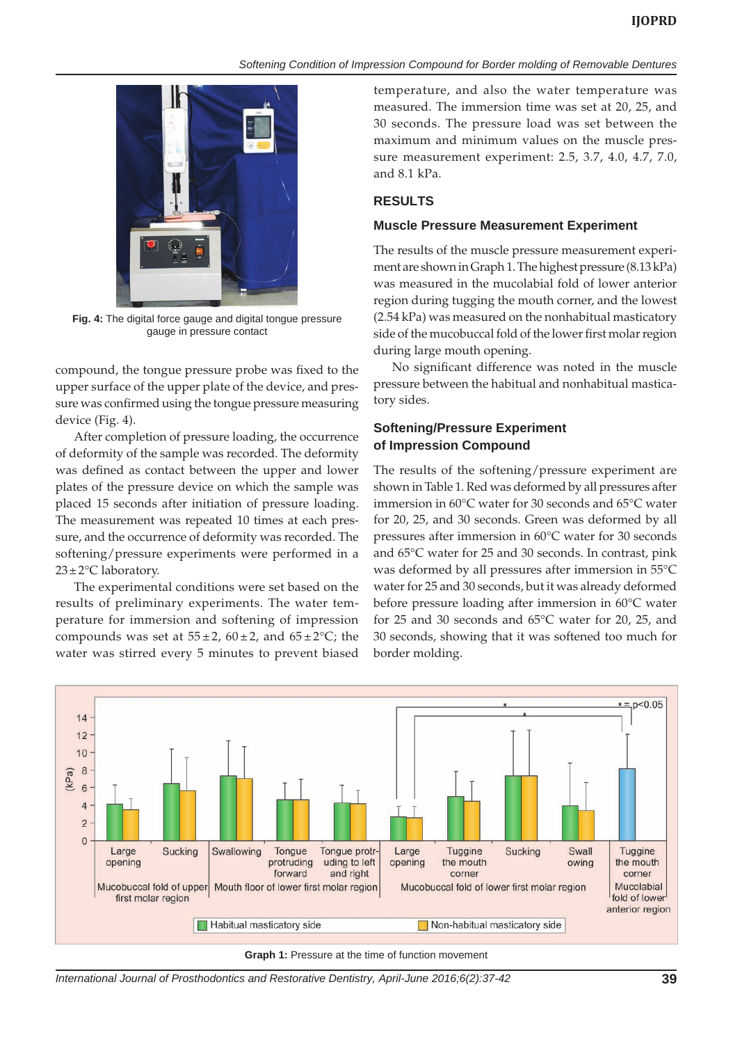**Fig. 4:** The digital force gauge and digital tongue pressure gauge in pressure contact

compound, the tongue pressure probe was fixed to the upper surface of the upper plate of the device, and pressure was confirmed using the tongue pressure measuring device (Fig. 4).

After completion of pressure loading, the occurrence of deformity of the sample was recorded. The deformity was defined as contact between the upper and lower plates of the pressure device on which the sample was placed 15 seconds after initiation of pressure loading. The measurement was repeated 10 times at each pressure, and the occurrence of deformity was recorded. The softening/pressure experiments were performed in a 23±2°C laboratory.

The experimental conditions were set based on the results of preliminary experiments. The water temperature for immersion and softening of impression compounds was set at 55±2, 60±2, and 65±2°C; the water was stirred every 5 minutes to prevent biased temperature, and also the water temperature was measured. The immersion time was set at 20, 25, and 30 seconds. The pressure load was set between the maximum and minimum values on the muscle pressure measurement experiment: 2.5, 3.7, 4.0, 4.7, 7.0, and 8.1 kPa.

## RESULTS

### Muscle Pressure Measurement Experiment

The results of the muscle pressure measurement experiment are shown in Graph 1. The highest pressure (8.13 kPa) was measured in the mucolabial fold of lower anterior region during tugging the mouth corner, and the lowest (2.54 kPa) was measured on the nonhabitual masticatory side of the mucobuccal fold of the lower first molar region during large mouth opening.

No significant difference was noted in the muscle pressure between the habitual and nonhabitual masticatory sides.

### Softening/Pressure Experiment of Impression Compound

The results of the softening/pressure experiment are shown in Table 1. Red was deformed by all pressures after immersion in 60°C water for 30 seconds and 65°C water for 20, 25, and 30 seconds. Green was deformed by all pressures after immersion in 60°C water for 30 seconds and 65°C water for 25 and 30 seconds. In contrast, pink was deformed by all pressures after immersion in 55°C water for 25 and 30 seconds, but it was already deformed before pressure loading after immersion in 60°C water for 25 and 30 seconds and 65°C water for 20, 25, and 30 seconds, showing that it was softened too much for border molding.

**Graph 1:** Pressure at the time of function movement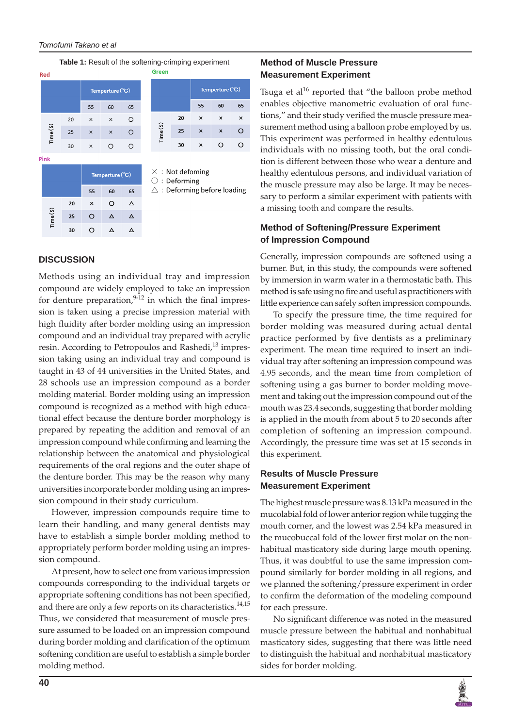**Table 1:** Result of the softening-crimping experiment

**Red**

| | | Temperture (℃) | | |
|---|---|---|---|---|
| | | 55 | 60 | 65 |
| Time (S) | 20 | × | × | ○ |
| | 25 | × | × | ○ |
| | 30 | × | ○ | ○ |

**Green**

| | | Temperture (℃) | | |
|---|---|---|---|---|
| | | 55 | 60 | 65 |
| Time (S) | 20 | × | × | × |
| | 25 | × | × | ○ |
| | 30 | × | ○ | ○ |

**Pink**

| | | Temperture (℃) | | |
|---|---|---|---|---|
| | | 55 | 60 | 65 |
| Time (S) | 20 | × | ○ | △ |
| | 25 | ○ | △ | △ |
| | 30 | ○ | △ | △ |

× : Not defoming
○ : Deforming
△ : Deforming before loading

## DISCUSSION

Methods using an individual tray and impression compound are widely employed to take an impression for denture preparation,[9-12] in which the final impression is taken using a precise impression material with high fluidity after border molding using an impression compound and an individual tray prepared with acrylic resin. According to Petropoulos and Rashedi,[13] impression taking using an individual tray and compound is taught in 43 of 44 universities in the United States, and 28 schools use an impression compound as a border molding material. Border molding using an impression compound is recognized as a method with high educational effect because the denture border morphology is prepared by repeating the addition and removal of an impression compound while confirming and learning the relationship between the anatomical and physiological requirements of the oral regions and the outer shape of the denture border. This may be the reason why many universities incorporate border molding using an impression compound in their study curriculum.

However, impression compounds require time to learn their handling, and many general dentists may have to establish a simple border molding method to appropriately perform border molding using an impression compound.

At present, how to select one from various impression compounds corresponding to the individual targets or appropriate softening conditions has not been specified, and there are only a few reports on its characteristics.[14,15] Thus, we considered that measurement of muscle pressure assumed to be loaded on an impression compound during border molding and clarification of the optimum softening condition are useful to establish a simple border molding method.

### Method of Muscle Pressure Measurement Experiment

Tsuga et al[16] reported that "the balloon probe method enables objective manometric evaluation of oral functions," and their study verified the muscle pressure measurement method using a balloon probe employed by us. This experiment was performed in healthy edentulous individuals with no missing tooth, but the oral condition is different between those who wear a denture and healthy edentulous persons, and individual variation of the muscle pressure may also be large. It may be necessary to perform a similar experiment with patients with a missing tooth and compare the results.

### Method of Softening/Pressure Experiment of Impression Compound

Generally, impression compounds are softened using a burner. But, in this study, the compounds were softened by immersion in warm water in a thermostatic bath. This method is safe using no fire and useful as practitioners with little experience can safely soften impression compounds.

To specify the pressure time, the time required for border molding was measured during actual dental practice performed by five dentists as a preliminary experiment. The mean time required to insert an individual tray after softening an impression compound was 4.95 seconds, and the mean time from completion of softening using a gas burner to border molding movement and taking out the impression compound out of the mouth was 23.4 seconds, suggesting that border molding is applied in the mouth from about 5 to 20 seconds after completion of softening an impression compound. Accordingly, the pressure time was set at 15 seconds in this experiment.

### Results of Muscle Pressure Measurement Experiment

The highest muscle pressure was 8.13 kPa measured in the mucolabial fold of lower anterior region while tugging the mouth corner, and the lowest was 2.54 kPa measured in the mucobuccal fold of the lower first molar on the nonhabitual masticatory side during large mouth opening. Thus, it was doubtful to use the same impression compound similarly for border molding in all regions, and we planned the softening/pressure experiment in order to confirm the deformation of the modeling compound for each pressure.

No significant difference was noted in the measured muscle pressure between the habitual and nonhabitual masticatory sides, suggesting that there was little need to distinguish the habitual and nonhabitual masticatory sides for border molding.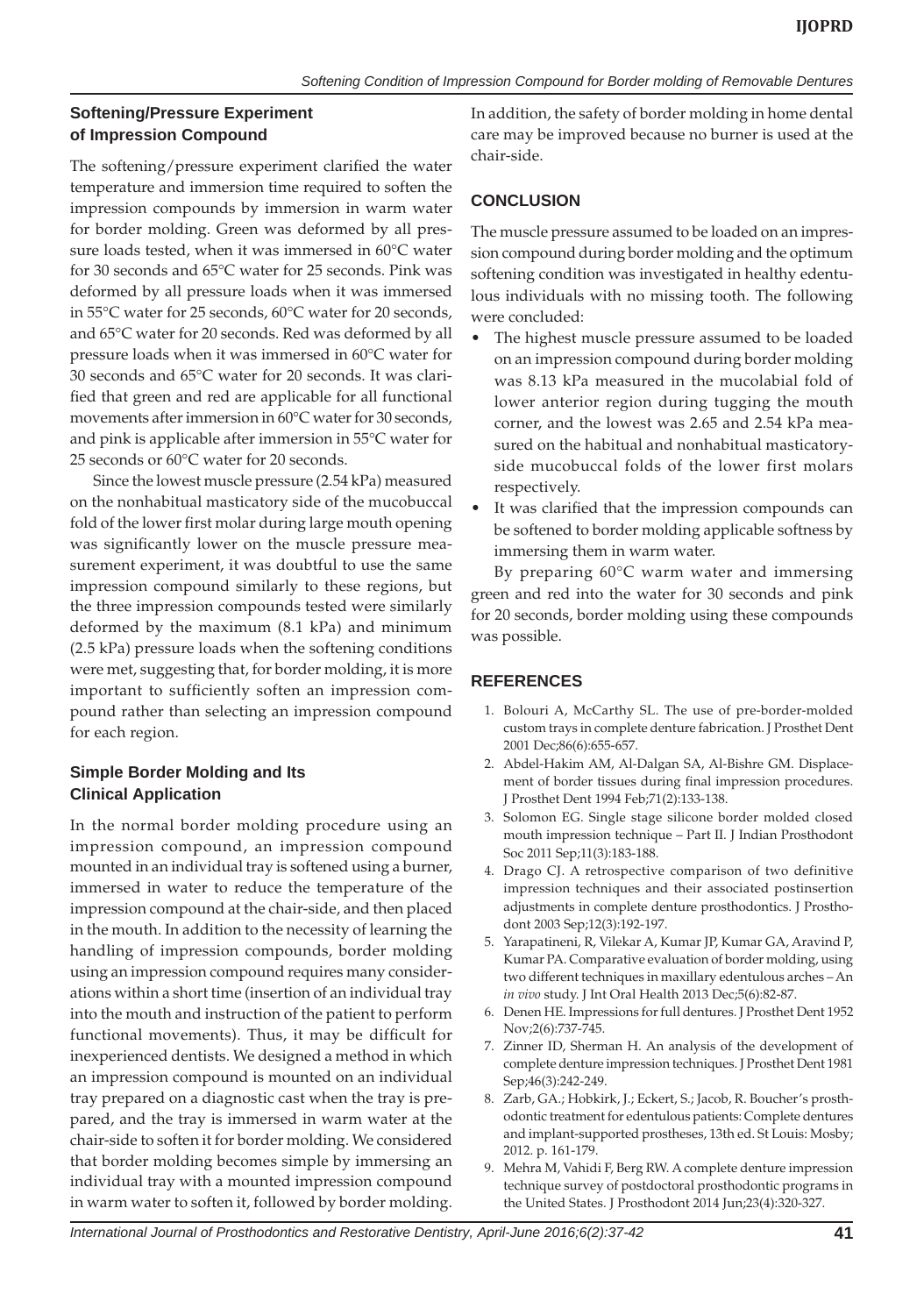### Softening/Pressure Experiment of Impression Compound

The softening/pressure experiment clarified the water temperature and immersion time required to soften the impression compounds by immersion in warm water for border molding. Green was deformed by all pressure loads tested, when it was immersed in 60°C water for 30 seconds and 65°C water for 25 seconds. Pink was deformed by all pressure loads when it was immersed in 55°C water for 25 seconds, 60°C water for 20 seconds, and 65°C water for 20 seconds. Red was deformed by all pressure loads when it was immersed in 60°C water for 30 seconds and 65°C water for 20 seconds. It was clarified that green and red are applicable for all functional movements after immersion in 60°C water for 30 seconds, and pink is applicable after immersion in 55°C water for 25 seconds or 60°C water for 20 seconds.

Since the lowest muscle pressure (2.54 kPa) measured on the nonhabitual masticatory side of the mucobuccal fold of the lower first molar during large mouth opening was significantly lower on the muscle pressure measurement experiment, it was doubtful to use the same impression compound similarly to these regions, but the three impression compounds tested were similarly deformed by the maximum (8.1 kPa) and minimum (2.5 kPa) pressure loads when the softening conditions were met, suggesting that, for border molding, it is more important to sufficiently soften an impression compound rather than selecting an impression compound for each region.

### Simple Border Molding and Its Clinical Application

In the normal border molding procedure using an impression compound, an impression compound mounted in an individual tray is softened using a burner, immersed in water to reduce the temperature of the impression compound at the chair-side, and then placed in the mouth. In addition to the necessity of learning the handling of impression compounds, border molding using an impression compound requires many considerations within a short time (insertion of an individual tray into the mouth and instruction of the patient to perform functional movements). Thus, it may be difficult for inexperienced dentists. We designed a method in which an impression compound is mounted on an individual tray prepared on a diagnostic cast when the tray is prepared, and the tray is immersed in warm water at the chair-side to soften it for border molding. We considered that border molding becomes simple by immersing an individual tray with a mounted impression compound in warm water to soften it, followed by border molding. In addition, the safety of border molding in home dental care may be improved because no burner is used at the chair-side.

## CONCLUSION

The muscle pressure assumed to be loaded on an impression compound during border molding and the optimum softening condition was investigated in healthy edentulous individuals with no missing tooth. The following were concluded:

- The highest muscle pressure assumed to be loaded on an impression compound during border molding was 8.13 kPa measured in the mucolabial fold of lower anterior region during tugging the mouth corner, and the lowest was 2.65 and 2.54 kPa measured on the habitual and nonhabitual masticatory-side mucobuccal folds of the lower first molars respectively.
- It was clarified that the impression compounds can be softened to border molding applicable softness by immersing them in warm water.

By preparing 60°C warm water and immersing green and red into the water for 30 seconds and pink for 20 seconds, border molding using these compounds was possible.

## REFERENCES

1. Bolouri A, McCarthy SL. The use of pre-border-molded custom trays in complete denture fabrication. J Prosthet Dent 2001 Dec;86(6):655-657.
2. Abdel-Hakim AM, Al-Dalgan SA, Al-Bishre GM. Displacement of border tissues during final impression procedures. J Prosthet Dent 1994 Feb;71(2):133-138.
3. Solomon EG. Single stage silicone border molded closed mouth impression technique – Part II. J Indian Prosthodont Soc 2011 Sep;11(3):183-188.
4. Drago CJ. A retrospective comparison of two definitive impression techniques and their associated postinsertion adjustments in complete denture prosthodontics. J Prosthodont 2003 Sep;12(3):192-197.
5. Yarapatineni, R, Vilekar A, Kumar JP, Kumar GA, Aravind P, Kumar PA. Comparative evaluation of border molding, using two different techniques in maxillary edentulous arches – An *in vivo* study. J Int Oral Health 2013 Dec;5(6):82-87.
6. Denen HE. Impressions for full dentures. J Prosthet Dent 1952 Nov;2(6):737-745.
7. Zinner ID, Sherman H. An analysis of the development of complete denture impression techniques. J Prosthet Dent 1981 Sep;46(3):242-249.
8. Zarb, GA.; Hobkirk, J.; Eckert, S.; Jacob, R. Boucher's prosthodontic treatment for edentulous patients: Complete dentures and implant-supported prostheses, 13th ed. St Louis: Mosby; 2012. p. 161-179.
9. Mehra M, Vahidi F, Berg RW. A complete denture impression technique survey of postdoctoral prosthodontic programs in the United States. J Prosthodont 2014 Jun;23(4):320-327.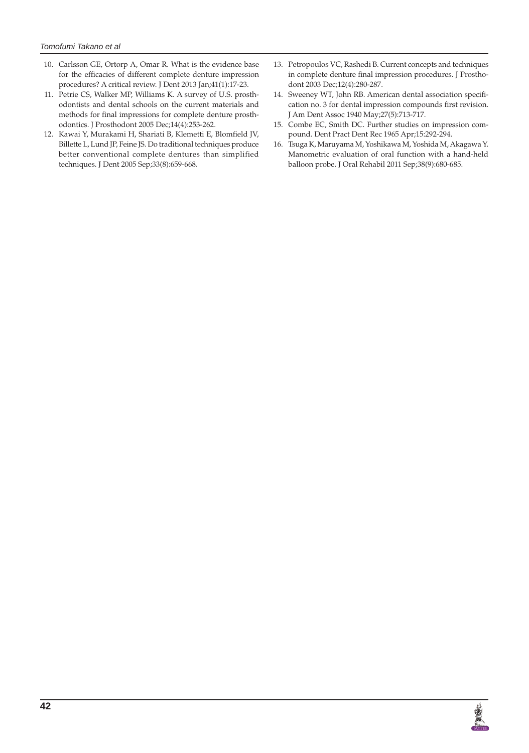10. Carlsson GE, Ortorp A, Omar R. What is the evidence base for the efficacies of different complete denture impression procedures? A critical review. J Dent 2013 Jan;41(1):17-23.
11. Petrie CS, Walker MP, Williams K. A survey of U.S. prosthodontists and dental schools on the current materials and methods for final impressions for complete denture prosthodontics. J Prosthodont 2005 Dec;14(4):253-262.
12. Kawai Y, Murakami H, Shariati B, Klemetti E, Blomfield JV, Billette L, Lund JP, Feine JS. Do traditional techniques produce better conventional complete dentures than simplified techniques. J Dent 2005 Sep;33(8):659-668.
13. Petropoulos VC, Rashedi B. Current concepts and techniques in complete denture final impression procedures. J Prosthodont 2003 Dec;12(4):280-287.
14. Sweeney WT, John RB. American dental association specification no. 3 for dental impression compounds first revision. J Am Dent Assoc 1940 May;27(5):713-717.
15. Combe EC, Smith DC. Further studies on impression compound. Dent Pract Dent Rec 1965 Apr;15:292-294.
16. Tsuga K, Maruyama M, Yoshikawa M, Yoshida M, Akagawa Y. Manometric evaluation of oral function with a hand-held balloon probe. J Oral Rehabil 2011 Sep;38(9):680-685.